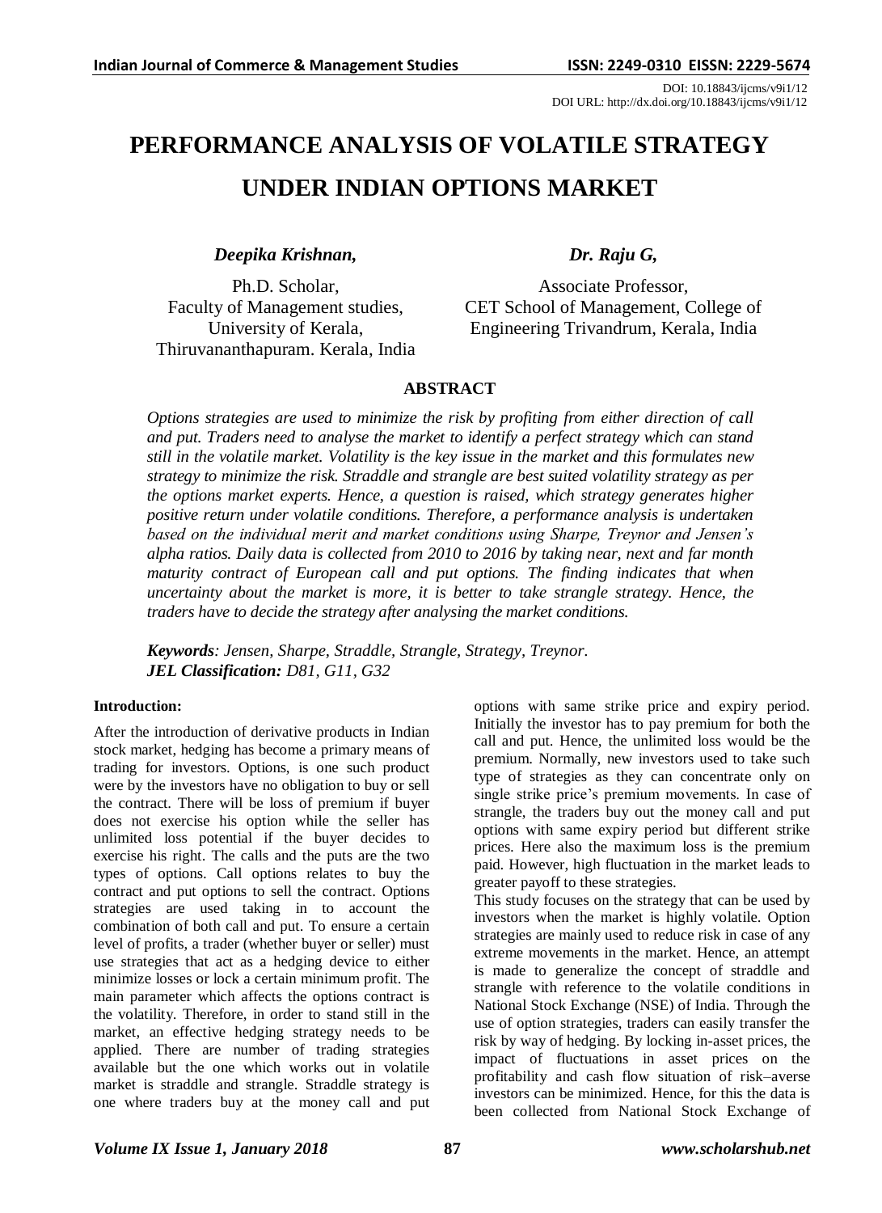DOI: 10.18843/ijcms/v9i1/12
DOI URL: http://dx.doi.org/10.18843/ijcms/v9i1/12

# PERFORMANCE ANALYSIS OF VOLATILE STRATEGY UNDER INDIAN OPTIONS MARKET

***Deepika Krishnan,***

Ph.D. Scholar,
Faculty of Management studies,
University of Kerala,
Thiruvananthapuram. Kerala, India

***Dr. Raju G,***

Associate Professor,
CET School of Management, College of Engineering Trivandrum, Kerala, India

## ABSTRACT

*Options strategies are used to minimize the risk by profiting from either direction of call and put. Traders need to analyse the market to identify a perfect strategy which can stand still in the volatile market. Volatility is the key issue in the market and this formulates new strategy to minimize the risk. Straddle and strangle are best suited volatility strategy as per the options market experts. Hence, a question is raised, which strategy generates higher positive return under volatile conditions. Therefore, a performance analysis is undertaken based on the individual merit and market conditions using Sharpe, Treynor and Jensen's alpha ratios. Daily data is collected from 2010 to 2016 by taking near, next and far month maturity contract of European call and put options. The finding indicates that when uncertainty about the market is more, it is better to take strangle strategy. Hence, the traders have to decide the strategy after analysing the market conditions.*

***Keywords****: Jensen, Sharpe, Straddle, Strangle, Strategy, Treynor.*
***JEL Classification:*** *D81, G11, G32*

**Introduction:**

After the introduction of derivative products in Indian stock market, hedging has become a primary means of trading for investors. Options, is one such product were by the investors have no obligation to buy or sell the contract. There will be loss of premium if buyer does not exercise his option while the seller has unlimited loss potential if the buyer decides to exercise his right. The calls and the puts are the two types of options. Call options relates to buy the contract and put options to sell the contract. Options strategies are used taking in to account the combination of both call and put. To ensure a certain level of profits, a trader (whether buyer or seller) must use strategies that act as a hedging device to either minimize losses or lock a certain minimum profit. The main parameter which affects the options contract is the volatility. Therefore, in order to stand still in the market, an effective hedging strategy needs to be applied. There are number of trading strategies available but the one which works out in volatile market is straddle and strangle. Straddle strategy is one where traders buy at the money call and put options with same strike price and expiry period. Initially the investor has to pay premium for both the call and put. Hence, the unlimited loss would be the premium. Normally, new investors used to take such type of strategies as they can concentrate only on single strike price's premium movements. In case of strangle, the traders buy out the money call and put options with same expiry period but different strike prices. Here also the maximum loss is the premium paid. However, high fluctuation in the market leads to greater payoff to these strategies.

This study focuses on the strategy that can be used by investors when the market is highly volatile. Option strategies are mainly used to reduce risk in case of any extreme movements in the market. Hence, an attempt is made to generalize the concept of straddle and strangle with reference to the volatile conditions in National Stock Exchange (NSE) of India. Through the use of option strategies, traders can easily transfer the risk by way of hedging. By locking in-asset prices, the impact of fluctuations in asset prices on the profitability and cash flow situation of risk–averse investors can be minimized. Hence, for this the data is been collected from National Stock Exchange of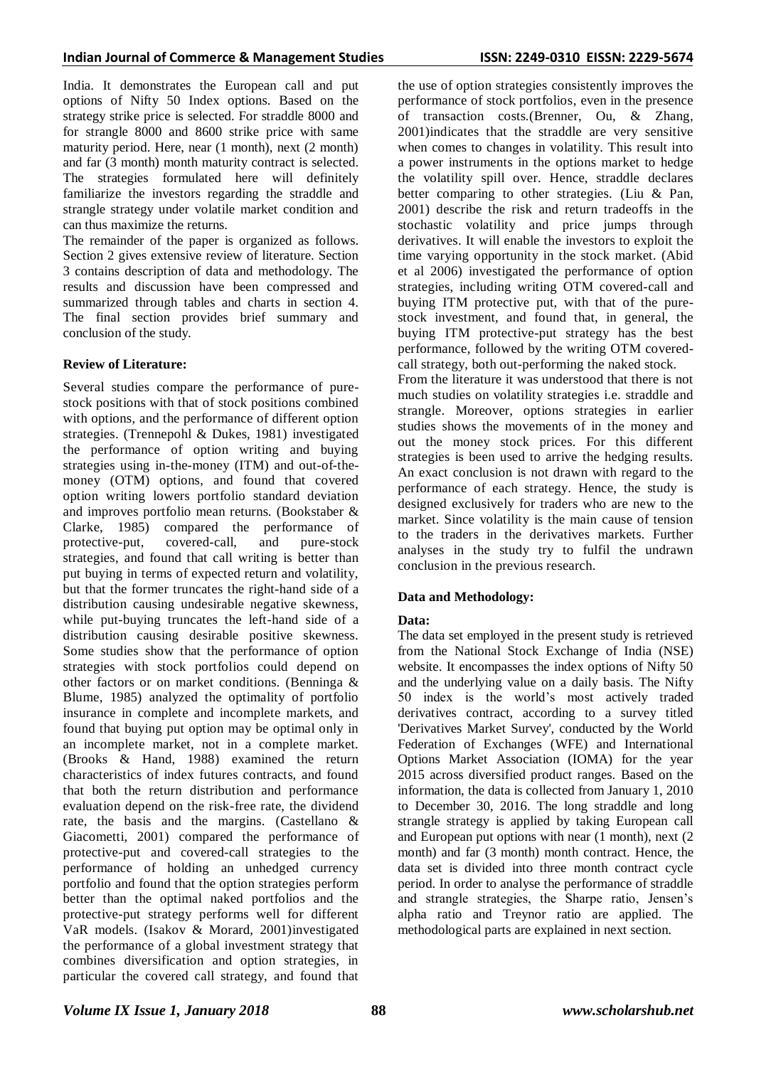India. It demonstrates the European call and put options of Nifty 50 Index options. Based on the strategy strike price is selected. For straddle 8000 and for strangle 8000 and 8600 strike price with same maturity period. Here, near (1 month), next (2 month) and far (3 month) month maturity contract is selected. The strategies formulated here will definitely familiarize the investors regarding the straddle and strangle strategy under volatile market condition and can thus maximize the returns.

The remainder of the paper is organized as follows. Section 2 gives extensive review of literature. Section 3 contains description of data and methodology. The results and discussion have been compressed and summarized through tables and charts in section 4. The final section provides brief summary and conclusion of the study.

**Review of Literature:**

Several studies compare the performance of pure-stock positions with that of stock positions combined with options, and the performance of different option strategies. (Trennepohl & Dukes, 1981) investigated the performance of option writing and buying strategies using in-the-money (ITM) and out-of-the-money (OTM) options, and found that covered option writing lowers portfolio standard deviation and improves portfolio mean returns. (Bookstaber & Clarke, 1985) compared the performance of protective-put, covered-call, and pure-stock strategies, and found that call writing is better than put buying in terms of expected return and volatility, but that the former truncates the right-hand side of a distribution causing undesirable negative skewness, while put-buying truncates the left-hand side of a distribution causing desirable positive skewness. Some studies show that the performance of option strategies with stock portfolios could depend on other factors or on market conditions. (Benninga & Blume, 1985) analyzed the optimality of portfolio insurance in complete and incomplete markets, and found that buying put option may be optimal only in an incomplete market, not in a complete market. (Brooks & Hand, 1988) examined the return characteristics of index futures contracts, and found that both the return distribution and performance evaluation depend on the risk-free rate, the dividend rate, the basis and the margins. (Castellano & Giacometti, 2001) compared the performance of protective-put and covered-call strategies to the performance of holding an unhedged currency portfolio and found that the option strategies perform better than the optimal naked portfolios and the protective-put strategy performs well for different VaR models. (Isakov & Morard, 2001)investigated the performance of a global investment strategy that combines diversification and option strategies, in particular the covered call strategy, and found that the use of option strategies consistently improves the performance of stock portfolios, even in the presence of transaction costs.(Brenner, Ou, & Zhang, 2001)indicates that the straddle are very sensitive when comes to changes in volatility. This result into a power instruments in the options market to hedge the volatility spill over. Hence, straddle declares better comparing to other strategies. (Liu & Pan, 2001) describe the risk and return tradeoffs in the stochastic volatility and price jumps through derivatives. It will enable the investors to exploit the time varying opportunity in the stock market. (Abid et al 2006) investigated the performance of option strategies, including writing OTM covered-call and buying ITM protective put, with that of the pure-stock investment, and found that, in general, the buying ITM protective-put strategy has the best performance, followed by the writing OTM covered-call strategy, both out-performing the naked stock.

From the literature it was understood that there is not much studies on volatility strategies i.e. straddle and strangle. Moreover, options strategies in earlier studies shows the movements of in the money and out the money stock prices. For this different strategies is been used to arrive the hedging results. An exact conclusion is not drawn with regard to the performance of each strategy. Hence, the study is designed exclusively for traders who are new to the market. Since volatility is the main cause of tension to the traders in the derivatives markets. Further analyses in the study try to fulfil the undrawn conclusion in the previous research.

**Data and Methodology:**

**Data:**

The data set employed in the present study is retrieved from the National Stock Exchange of India (NSE) website. It encompasses the index options of Nifty 50 and the underlying value on a daily basis. The Nifty 50 index is the world's most actively traded derivatives contract, according to a survey titled 'Derivatives Market Survey', conducted by the World Federation of Exchanges (WFE) and International Options Market Association (IOMA) for the year 2015 across diversified product ranges. Based on the information, the data is collected from January 1, 2010 to December 30, 2016. The long straddle and long strangle strategy is applied by taking European call and European put options with near (1 month), next (2 month) and far (3 month) month contract. Hence, the data set is divided into three month contract cycle period. In order to analyse the performance of straddle and strangle strategies, the Sharpe ratio, Jensen's alpha ratio and Treynor ratio are applied. The methodological parts are explained in next section.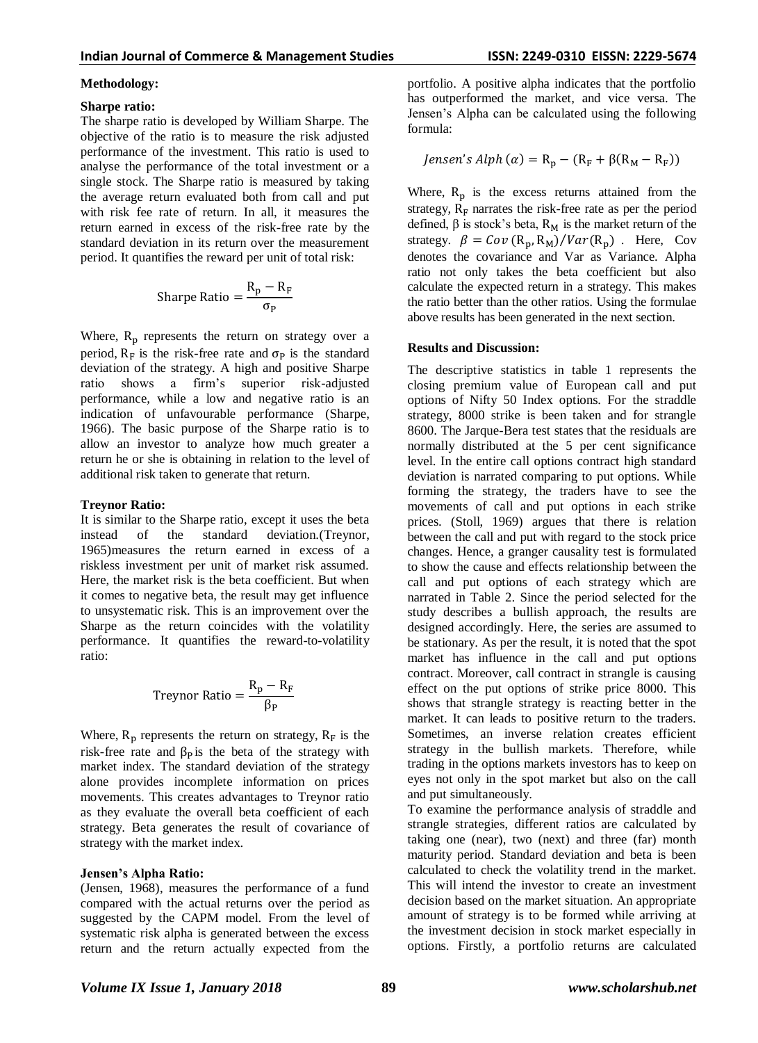**Methodology:**

**Sharpe ratio:**

The sharpe ratio is developed by William Sharpe. The objective of the ratio is to measure the risk adjusted performance of the investment. This ratio is used to analyse the performance of the total investment or a single stock. The Sharpe ratio is measured by taking the average return evaluated both from call and put with risk fee rate of return. In all, it measures the return earned in excess of the risk-free rate by the standard deviation in its return over the measurement period. It quantifies the reward per unit of total risk:

$$\text{Sharpe Ratio} = \frac{R_p - R_F}{\sigma_P}$$

Where, $R_p$ represents the return on strategy over a period, $R_F$ is the risk-free rate and $\sigma_P$ is the standard deviation of the strategy. A high and positive Sharpe ratio shows a firm's superior risk-adjusted performance, while a low and negative ratio is an indication of unfavourable performance (Sharpe, 1966). The basic purpose of the Sharpe ratio is to allow an investor to analyze how much greater a return he or she is obtaining in relation to the level of additional risk taken to generate that return.

**Treynor Ratio:**

It is similar to the Sharpe ratio, except it uses the beta instead of the standard deviation.(Treynor, 1965)measures the return earned in excess of a riskless investment per unit of market risk assumed. Here, the market risk is the beta coefficient. But when it comes to negative beta, the result may get influence to unsystematic risk. This is an improvement over the Sharpe as the return coincides with the volatility performance. It quantifies the reward-to-volatility ratio:

$$\text{Treynor Ratio} = \frac{R_p - R_F}{\beta_P}$$

Where, $R_p$ represents the return on strategy, $R_F$ is the risk-free rate and $\beta_P$ is the beta of the strategy with market index. The standard deviation of the strategy alone provides incomplete information on prices movements. This creates advantages to Treynor ratio as they evaluate the overall beta coefficient of each strategy. Beta generates the result of covariance of strategy with the market index.

**Jensen's Alpha Ratio:**

(Jensen, 1968), measures the performance of a fund compared with the actual returns over the period as suggested by the CAPM model. From the level of systematic risk alpha is generated between the excess return and the return actually expected from the portfolio. A positive alpha indicates that the portfolio has outperformed the market, and vice versa. The Jensen's Alpha can be calculated using the following formula:

$$Jensen's\ Alph\ (\alpha) = R_p - (R_F + \beta(R_M - R_F))$$

Where, $R_p$ is the excess returns attained from the strategy, $R_F$ narrates the risk-free rate as per the period defined, β is stock's beta, $R_M$ is the market return of the strategy. $\beta = Cov\,(R_p, R_M)/Var(R_p)$ . Here, Cov denotes the covariance and Var as Variance. Alpha ratio not only takes the beta coefficient but also calculate the expected return in a strategy. This makes the ratio better than the other ratios. Using the formulae above results has been generated in the next section.

**Results and Discussion:**

The descriptive statistics in table 1 represents the closing premium value of European call and put options of Nifty 50 Index options. For the straddle strategy, 8000 strike is been taken and for strangle 8600. The Jarque-Bera test states that the residuals are normally distributed at the 5 per cent significance level. In the entire call options contract high standard deviation is narrated comparing to put options. While forming the strategy, the traders have to see the movements of call and put options in each strike prices. (Stoll, 1969) argues that there is relation between the call and put with regard to the stock price changes. Hence, a granger causality test is formulated to show the cause and effects relationship between the call and put options of each strategy which are narrated in Table 2. Since the period selected for the study describes a bullish approach, the results are designed accordingly. Here, the series are assumed to be stationary. As per the result, it is noted that the spot market has influence in the call and put options contract. Moreover, call contract in strangle is causing effect on the put options of strike price 8000. This shows that strangle strategy is reacting better in the market. It can leads to positive return to the traders. Sometimes, an inverse relation creates efficient strategy in the bullish markets. Therefore, while trading in the options markets investors has to keep on eyes not only in the spot market but also on the call and put simultaneously.

To examine the performance analysis of straddle and strangle strategies, different ratios are calculated by taking one (near), two (next) and three (far) month maturity period. Standard deviation and beta is been calculated to check the volatility trend in the market. This will intend the investor to create an investment decision based on the market situation. An appropriate amount of strategy is to be formed while arriving at the investment decision in stock market especially in options. Firstly, a portfolio returns are calculated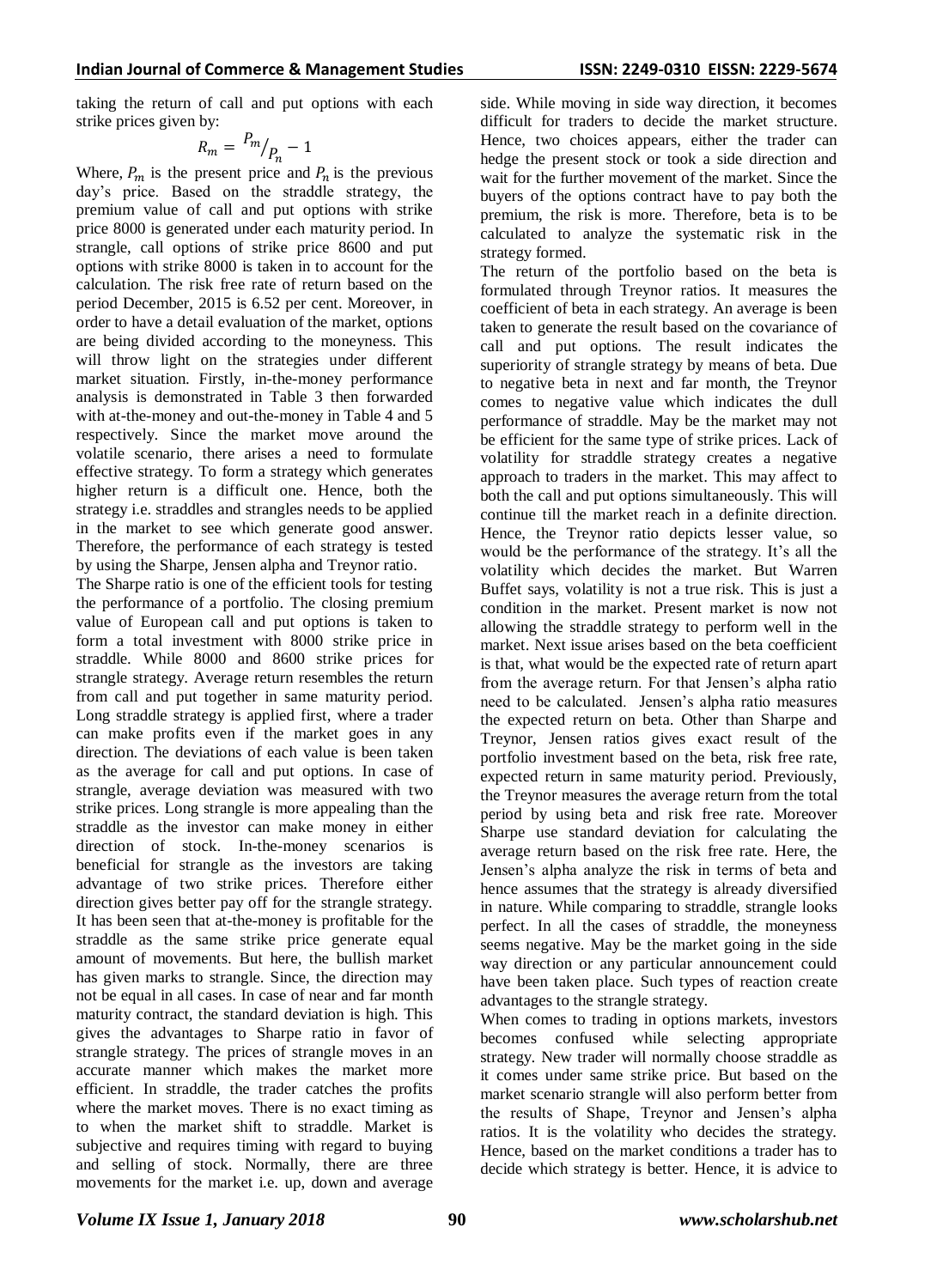taking the return of call and put options with each strike prices given by:

$$R_m = {}^{P_m}/_{P_n} - 1$$

Where, $P_m$ is the present price and $P_n$ is the previous day's price. Based on the straddle strategy, the premium value of call and put options with strike price 8000 is generated under each maturity period. In strangle, call options of strike price 8600 and put options with strike 8000 is taken in to account for the calculation. The risk free rate of return based on the period December, 2015 is 6.52 per cent. Moreover, in order to have a detail evaluation of the market, options are being divided according to the moneyness. This will throw light on the strategies under different market situation. Firstly, in-the-money performance analysis is demonstrated in Table 3 then forwarded with at-the-money and out-the-money in Table 4 and 5 respectively. Since the market move around the volatile scenario, there arises a need to formulate effective strategy. To form a strategy which generates higher return is a difficult one. Hence, both the strategy i.e. straddles and strangles needs to be applied in the market to see which generate good answer. Therefore, the performance of each strategy is tested by using the Sharpe, Jensen alpha and Treynor ratio.

The Sharpe ratio is one of the efficient tools for testing the performance of a portfolio. The closing premium value of European call and put options is taken to form a total investment with 8000 strike price in straddle. While 8000 and 8600 strike prices for strangle strategy. Average return resembles the return from call and put together in same maturity period. Long straddle strategy is applied first, where a trader can make profits even if the market goes in any direction. The deviations of each value is been taken as the average for call and put options. In case of strangle, average deviation was measured with two strike prices. Long strangle is more appealing than the straddle as the investor can make money in either direction of stock. In-the-money scenarios is beneficial for strangle as the investors are taking advantage of two strike prices. Therefore either direction gives better pay off for the strangle strategy. It has been seen that at-the-money is profitable for the straddle as the same strike price generate equal amount of movements. But here, the bullish market has given marks to strangle. Since, the direction may not be equal in all cases. In case of near and far month maturity contract, the standard deviation is high. This gives the advantages to Sharpe ratio in favor of strangle strategy. The prices of strangle moves in an accurate manner which makes the market more efficient. In straddle, the trader catches the profits where the market moves. There is no exact timing as to when the market shift to straddle. Market is subjective and requires timing with regard to buying and selling of stock. Normally, there are three movements for the market i.e. up, down and average side. While moving in side way direction, it becomes difficult for traders to decide the market structure. Hence, two choices appears, either the trader can hedge the present stock or took a side direction and wait for the further movement of the market. Since the buyers of the options contract have to pay both the premium, the risk is more. Therefore, beta is to be calculated to analyze the systematic risk in the strategy formed.

The return of the portfolio based on the beta is formulated through Treynor ratios. It measures the coefficient of beta in each strategy. An average is been taken to generate the result based on the covariance of call and put options. The result indicates the superiority of strangle strategy by means of beta. Due to negative beta in next and far month, the Treynor comes to negative value which indicates the dull performance of straddle. May be the market may not be efficient for the same type of strike prices. Lack of volatility for straddle strategy creates a negative approach to traders in the market. This may affect to both the call and put options simultaneously. This will continue till the market reach in a definite direction. Hence, the Treynor ratio depicts lesser value, so would be the performance of the strategy. It's all the volatility which decides the market. But Warren Buffet says, volatility is not a true risk. This is just a condition in the market. Present market is now not allowing the straddle strategy to perform well in the market. Next issue arises based on the beta coefficient is that, what would be the expected rate of return apart from the average return. For that Jensen's alpha ratio need to be calculated. Jensen's alpha ratio measures the expected return on beta. Other than Sharpe and Treynor, Jensen ratios gives exact result of the portfolio investment based on the beta, risk free rate, expected return in same maturity period. Previously, the Treynor measures the average return from the total period by using beta and risk free rate. Moreover Sharpe use standard deviation for calculating the average return based on the risk free rate. Here, the Jensen's alpha analyze the risk in terms of beta and hence assumes that the strategy is already diversified in nature. While comparing to straddle, strangle looks perfect. In all the cases of straddle, the moneyness seems negative. May be the market going in the side way direction or any particular announcement could have been taken place. Such types of reaction create advantages to the strangle strategy.

When comes to trading in options markets, investors becomes confused while selecting appropriate strategy. New trader will normally choose straddle as it comes under same strike price. But based on the market scenario strangle will also perform better from the results of Shape, Treynor and Jensen's alpha ratios. It is the volatility who decides the strategy. Hence, based on the market conditions a trader has to decide which strategy is better. Hence, it is advice to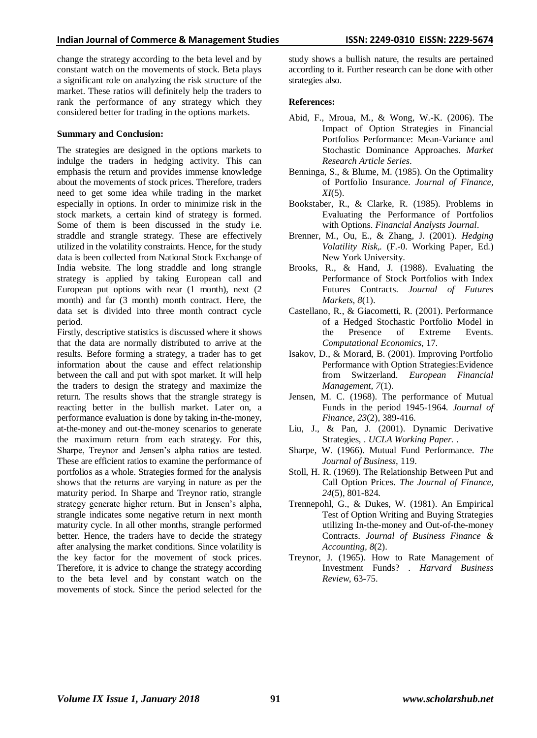change the strategy according to the beta level and by constant watch on the movements of stock. Beta plays a significant role on analyzing the risk structure of the market. These ratios will definitely help the traders to rank the performance of any strategy which they considered better for trading in the options markets.

**Summary and Conclusion:**

The strategies are designed in the options markets to indulge the traders in hedging activity. This can emphasis the return and provides immense knowledge about the movements of stock prices. Therefore, traders need to get some idea while trading in the market especially in options. In order to minimize risk in the stock markets, a certain kind of strategy is formed. Some of them is been discussed in the study i.e. straddle and strangle strategy. These are effectively utilized in the volatility constraints. Hence, for the study data is been collected from National Stock Exchange of India website. The long straddle and long strangle strategy is applied by taking European call and European put options with near (1 month), next (2 month) and far (3 month) month contract. Here, the data set is divided into three month contract cycle period.

Firstly, descriptive statistics is discussed where it shows that the data are normally distributed to arrive at the results. Before forming a strategy, a trader has to get information about the cause and effect relationship between the call and put with spot market. It will help the traders to design the strategy and maximize the return. The results shows that the strangle strategy is reacting better in the bullish market. Later on, a performance evaluation is done by taking in-the-money, at-the-money and out-the-money scenarios to generate the maximum return from each strategy. For this, Sharpe, Treynor and Jensen's alpha ratios are tested. These are efficient ratios to examine the performance of portfolios as a whole. Strategies formed for the analysis shows that the returns are varying in nature as per the maturity period. In Sharpe and Treynor ratio, strangle strategy generate higher return. But in Jensen's alpha, strangle indicates some negative return in next month maturity cycle. In all other months, strangle performed better. Hence, the traders have to decide the strategy after analysing the market conditions. Since volatility is the key factor for the movement of stock prices. Therefore, it is advice to change the strategy according to the beta level and by constant watch on the movements of stock. Since the period selected for the study shows a bullish nature, the results are pertained according to it. Further research can be done with other strategies also.

**References:**

- Abid, F., Mroua, M., & Wong, W.-K. (2006). The Impact of Option Strategies in Financial Portfolios Performance: Mean-Variance and Stochastic Dominance Approaches. *Market Research Article Series*.
- Benninga, S., & Blume, M. (1985). On the Optimality of Portfolio Insurance. *Journal of Finance, XI*(5).
- Bookstaber, R., & Clarke, R. (1985). Problems in Evaluating the Performance of Portfolios with Options. *Financial Analysts Journal*.
- Brenner, M., Ou, E., & Zhang, J. (2001). *Hedging Volatility Risk,*. (F.-0. Working Paper, Ed.) New York University.
- Brooks, R., & Hand, J. (1988). Evaluating the Performance of Stock Portfolios with Index Futures Contracts. *Journal of Futures Markets, 8*(1).
- Castellano, R., & Giacometti, R. (2001). Performance of a Hedged Stochastic Portfolio Model in the Presence of Extreme Events. *Computational Economics*, 17.
- Isakov, D., & Morard, B. (2001). Improving Portfolio Performance with Option Strategies:Evidence from Switzerland. *European Financial Management, 7*(1).
- Jensen, M. C. (1968). The performance of Mutual Funds in the period 1945-1964. *Journal of Finance, 23*(2), 389-416.
- Liu, J., & Pan, J. (2001). Dynamic Derivative Strategies, . *UCLA Working Paper.* .
- Sharpe, W. (1966). Mutual Fund Performance. *The Journal of Business*, 119.
- Stoll, H. R. (1969). The Relationship Between Put and Call Option Prices. *The Journal of Finance, 24*(5), 801-824.
- Trennepohl, G., & Dukes, W. (1981). An Empirical Test of Option Writing and Buying Strategies utilizing In-the-money and Out-of-the-money Contracts. *Journal of Business Finance & Accounting, 8*(2).
- Treynor, J. (1965). How to Rate Management of Investment Funds? . *Harvard Business Review*, 63-75.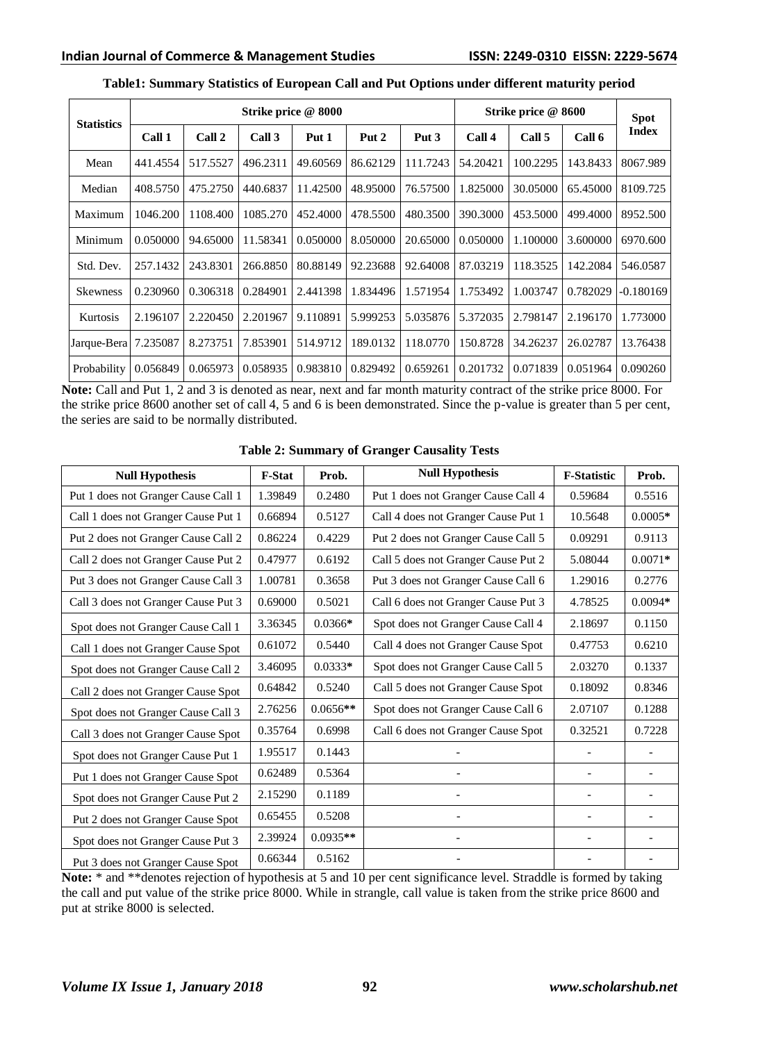**Table1: Summary Statistics of European Call and Put Options under different maturity period**

| Statistics | Strike price @ 8000 | | | | | | Strike price @ 8600 | | | Spot Index |
|---|---|---|---|---|---|---|---|---|---|---|
| | Call 1 | Call 2 | Call 3 | Put 1 | Put 2 | Put 3 | Call 4 | Call 5 | Call 6 | |
| Mean | 441.4554 | 517.5527 | 496.2311 | 49.60569 | 86.62129 | 111.7243 | 54.20421 | 100.2295 | 143.8433 | 8067.989 |
| Median | 408.5750 | 475.2750 | 440.6837 | 11.42500 | 48.95000 | 76.57500 | 1.825000 | 30.05000 | 65.45000 | 8109.725 |
| Maximum | 1046.200 | 1108.400 | 1085.270 | 452.4000 | 478.5500 | 480.3500 | 390.3000 | 453.5000 | 499.4000 | 8952.500 |
| Minimum | 0.050000 | 94.65000 | 11.58341 | 0.050000 | 8.050000 | 20.65000 | 0.050000 | 1.100000 | 3.600000 | 6970.600 |
| Std. Dev. | 257.1432 | 243.8301 | 266.8850 | 80.88149 | 92.23688 | 92.64008 | 87.03219 | 118.3525 | 142.2084 | 546.0587 |
| Skewness | 0.230960 | 0.306318 | 0.284901 | 2.441398 | 1.834496 | 1.571954 | 1.753492 | 1.003747 | 0.782029 | -0.180169 |
| Kurtosis | 2.196107 | 2.220450 | 2.201967 | 9.110891 | 5.999253 | 5.035876 | 5.372035 | 2.798147 | 2.196170 | 1.773000 |
| Jarque-Bera | 7.235087 | 8.273751 | 7.853901 | 514.9712 | 189.0132 | 118.0770 | 150.8728 | 34.26237 | 26.02787 | 13.76438 |
| Probability | 0.056849 | 0.065973 | 0.058935 | 0.983810 | 0.829492 | 0.659261 | 0.201732 | 0.071839 | 0.051964 | 0.090260 |

**Note:** Call and Put 1, 2 and 3 is denoted as near, next and far month maturity contract of the strike price 8000. For the strike price 8600 another set of call 4, 5 and 6 is been demonstrated. Since the p-value is greater than 5 per cent, the series are said to be normally distributed.

**Table 2: Summary of Granger Causality Tests**

| Null Hypothesis | F-Stat | Prob. | Null Hypothesis | F-Statistic | Prob. |
|---|---|---|---|---|---|
| Put 1 does not Granger Cause Call 1 | 1.39849 | 0.2480 | Put 1 does not Granger Cause Call 4 | 0.59684 | 0.5516 |
| Call 1 does not Granger Cause Put 1 | 0.66894 | 0.5127 | Call 4 does not Granger Cause Put 1 | 10.5648 | 0.0005* |
| Put 2 does not Granger Cause Call 2 | 0.86224 | 0.4229 | Put 2 does not Granger Cause Call 5 | 0.09291 | 0.9113 |
| Call 2 does not Granger Cause Put 2 | 0.47977 | 0.6192 | Call 5 does not Granger Cause Put 2 | 5.08044 | 0.0071* |
| Put 3 does not Granger Cause Call 3 | 1.00781 | 0.3658 | Put 3 does not Granger Cause Call 6 | 1.29016 | 0.2776 |
| Call 3 does not Granger Cause Put 3 | 0.69000 | 0.5021 | Call 6 does not Granger Cause Put 3 | 4.78525 | 0.0094* |
| Spot does not Granger Cause Call 1 | 3.36345 | 0.0366* | Spot does not Granger Cause Call 4 | 2.18697 | 0.1150 |
| Call 1 does not Granger Cause Spot | 0.61072 | 0.5440 | Call 4 does not Granger Cause Spot | 0.47753 | 0.6210 |
| Spot does not Granger Cause Call 2 | 3.46095 | 0.0333* | Spot does not Granger Cause Call 5 | 2.03270 | 0.1337 |
| Call 2 does not Granger Cause Spot | 0.64842 | 0.5240 | Call 5 does not Granger Cause Spot | 0.18092 | 0.8346 |
| Spot does not Granger Cause Call 3 | 2.76256 | 0.0656** | Spot does not Granger Cause Call 6 | 2.07107 | 0.1288 |
| Call 3 does not Granger Cause Spot | 0.35764 | 0.6998 | Call 6 does not Granger Cause Spot | 0.32521 | 0.7228 |
| Spot does not Granger Cause Put 1 | 1.95517 | 0.1443 | - | - | - |
| Put 1 does not Granger Cause Spot | 0.62489 | 0.5364 | - | - | - |
| Spot does not Granger Cause Put 2 | 2.15290 | 0.1189 | - | - | - |
| Put 2 does not Granger Cause Spot | 0.65455 | 0.5208 | - | - | - |
| Spot does not Granger Cause Put 3 | 2.39924 | 0.0935** | - | - | - |
| Put 3 does not Granger Cause Spot | 0.66344 | 0.5162 | - | - | - |

**Note:** * and **denotes rejection of hypothesis at 5 and 10 per cent significance level. Straddle is formed by taking the call and put value of the strike price 8000. While in strangle, call value is taken from the strike price 8600 and put at strike 8000 is selected.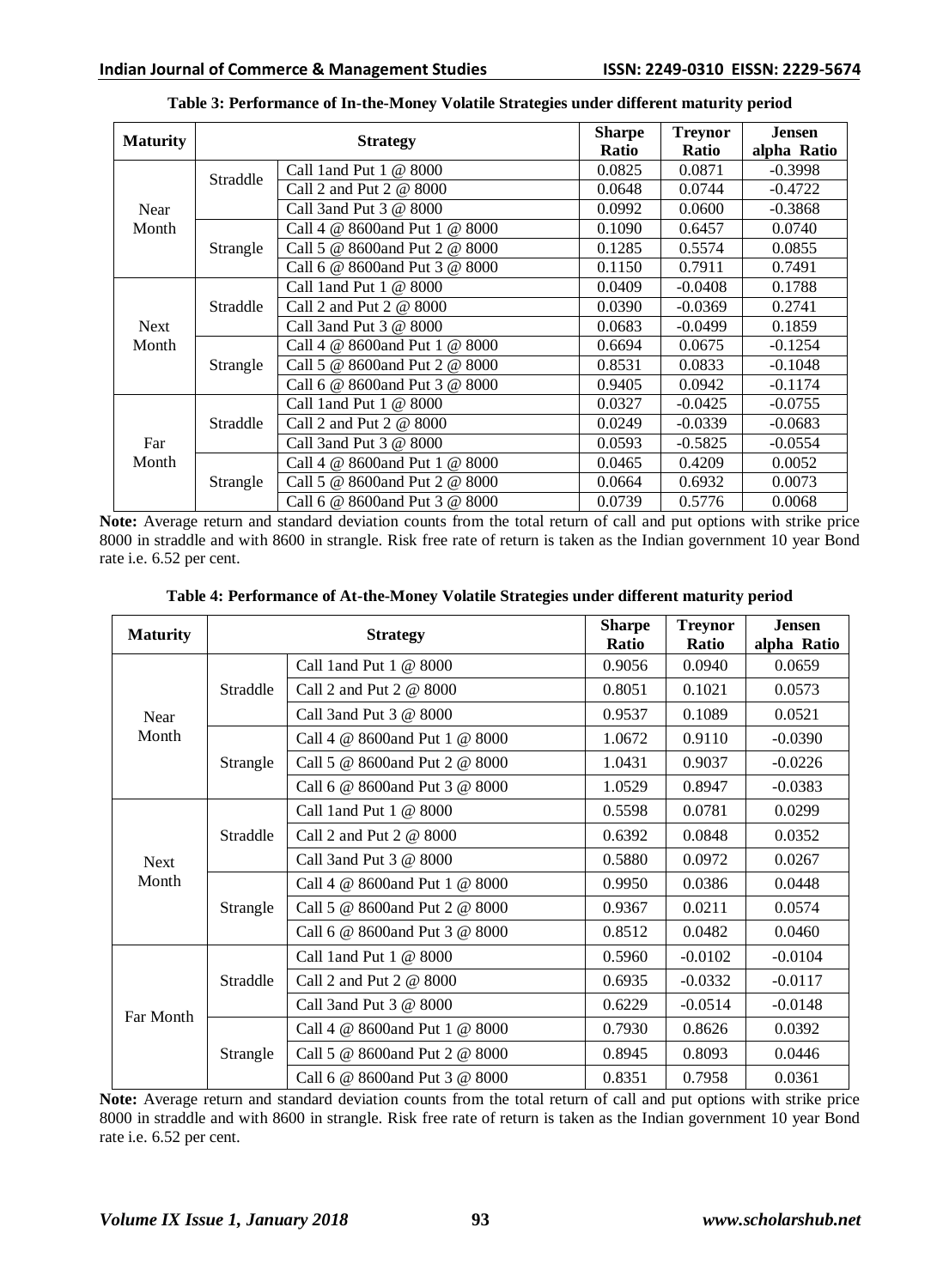**Table 3: Performance of In-the-Money Volatile Strategies under different maturity period**

| Maturity | Strategy | | Sharpe Ratio | Treynor Ratio | Jensen alpha Ratio |
|---|---|---|---|---|---|
| Near Month | Straddle | Call 1and Put 1 @ 8000 | 0.0825 | 0.0871 | -0.3998 |
| | | Call 2 and Put 2 @ 8000 | 0.0648 | 0.0744 | -0.4722 |
| | | Call 3and Put 3 @ 8000 | 0.0992 | 0.0600 | -0.3868 |
| | Strangle | Call 4 @ 8600and Put 1 @ 8000 | 0.1090 | 0.6457 | 0.0740 |
| | | Call 5 @ 8600and Put 2 @ 8000 | 0.1285 | 0.5574 | 0.0855 |
| | | Call 6 @ 8600and Put 3 @ 8000 | 0.1150 | 0.7911 | 0.7491 |
| Next Month | Straddle | Call 1and Put 1 @ 8000 | 0.0409 | -0.0408 | 0.1788 |
| | | Call 2 and Put 2 @ 8000 | 0.0390 | -0.0369 | 0.2741 |
| | | Call 3and Put 3 @ 8000 | 0.0683 | -0.0499 | 0.1859 |
| | Strangle | Call 4 @ 8600and Put 1 @ 8000 | 0.6694 | 0.0675 | -0.1254 |
| | | Call 5 @ 8600and Put 2 @ 8000 | 0.8531 | 0.0833 | -0.1048 |
| | | Call 6 @ 8600and Put 3 @ 8000 | 0.9405 | 0.0942 | -0.1174 |
| Far Month | Straddle | Call 1and Put 1 @ 8000 | 0.0327 | -0.0425 | -0.0755 |
| | | Call 2 and Put 2 @ 8000 | 0.0249 | -0.0339 | -0.0683 |
| | | Call 3and Put 3 @ 8000 | 0.0593 | -0.5825 | -0.0554 |
| | Strangle | Call 4 @ 8600and Put 1 @ 8000 | 0.0465 | 0.4209 | 0.0052 |
| | | Call 5 @ 8600and Put 2 @ 8000 | 0.0664 | 0.6932 | 0.0073 |
| | | Call 6 @ 8600and Put 3 @ 8000 | 0.0739 | 0.5776 | 0.0068 |

**Note:** Average return and standard deviation counts from the total return of call and put options with strike price 8000 in straddle and with 8600 in strangle. Risk free rate of return is taken as the Indian government 10 year Bond rate i.e. 6.52 per cent.

**Table 4: Performance of At-the-Money Volatile Strategies under different maturity period**

| Maturity | Strategy | | Sharpe Ratio | Treynor Ratio | Jensen alpha Ratio |
|---|---|---|---|---|---|
| Near Month | Straddle | Call 1and Put 1 @ 8000 | 0.9056 | 0.0940 | 0.0659 |
| | | Call 2 and Put 2 @ 8000 | 0.8051 | 0.1021 | 0.0573 |
| | | Call 3and Put 3 @ 8000 | 0.9537 | 0.1089 | 0.0521 |
| | Strangle | Call 4 @ 8600and Put 1 @ 8000 | 1.0672 | 0.9110 | -0.0390 |
| | | Call 5 @ 8600and Put 2 @ 8000 | 1.0431 | 0.9037 | -0.0226 |
| | | Call 6 @ 8600and Put 3 @ 8000 | 1.0529 | 0.8947 | -0.0383 |
| Next Month | Straddle | Call 1and Put 1 @ 8000 | 0.5598 | 0.0781 | 0.0299 |
| | | Call 2 and Put 2 @ 8000 | 0.6392 | 0.0848 | 0.0352 |
| | | Call 3and Put 3 @ 8000 | 0.5880 | 0.0972 | 0.0267 |
| | Strangle | Call 4 @ 8600and Put 1 @ 8000 | 0.9950 | 0.0386 | 0.0448 |
| | | Call 5 @ 8600and Put 2 @ 8000 | 0.9367 | 0.0211 | 0.0574 |
| | | Call 6 @ 8600and Put 3 @ 8000 | 0.8512 | 0.0482 | 0.0460 |
| Far Month | Straddle | Call 1and Put 1 @ 8000 | 0.5960 | -0.0102 | -0.0104 |
| | | Call 2 and Put 2 @ 8000 | 0.6935 | -0.0332 | -0.0117 |
| | | Call 3and Put 3 @ 8000 | 0.6229 | -0.0514 | -0.0148 |
| | Strangle | Call 4 @ 8600and Put 1 @ 8000 | 0.7930 | 0.8626 | 0.0392 |
| | | Call 5 @ 8600and Put 2 @ 8000 | 0.8945 | 0.8093 | 0.0446 |
| | | Call 6 @ 8600and Put 3 @ 8000 | 0.8351 | 0.7958 | 0.0361 |

**Note:** Average return and standard deviation counts from the total return of call and put options with strike price 8000 in straddle and with 8600 in strangle. Risk free rate of return is taken as the Indian government 10 year Bond rate i.e. 6.52 per cent.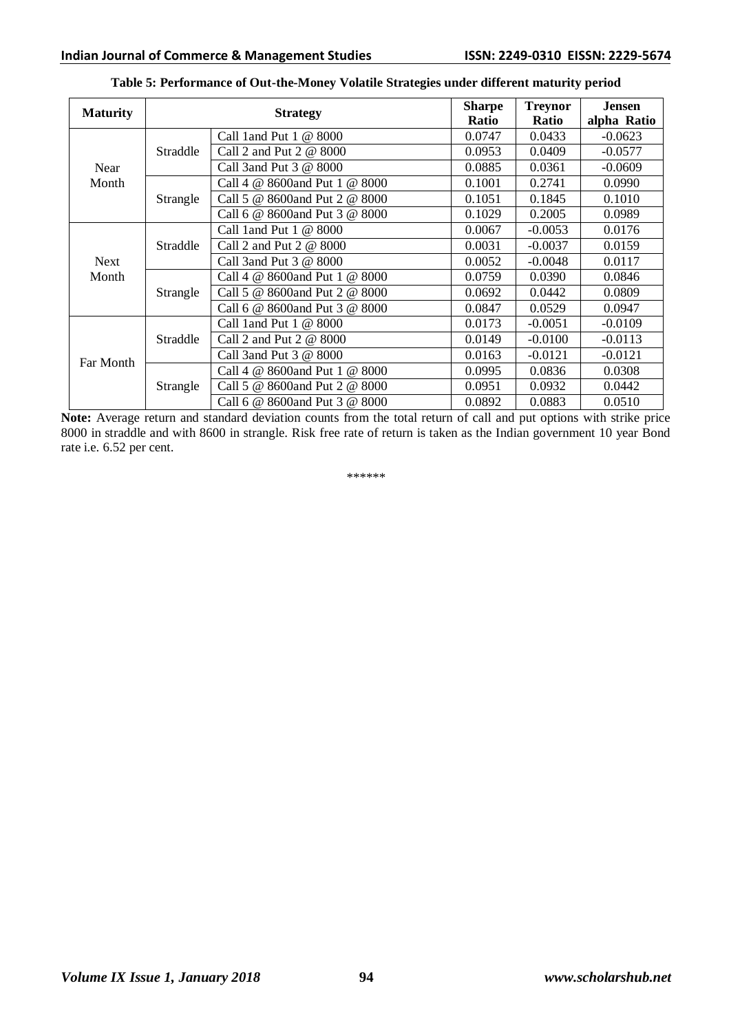**Table 5: Performance of Out-the-Money Volatile Strategies under different maturity period**

| Maturity | Strategy | | Sharpe Ratio | Treynor Ratio | Jensen alpha Ratio |
|---|---|---|---|---|---|
| Near Month | Straddle | Call 1and Put 1 @ 8000 | 0.0747 | 0.0433 | -0.0623 |
| | | Call 2 and Put 2 @ 8000 | 0.0953 | 0.0409 | -0.0577 |
| | | Call 3and Put 3 @ 8000 | 0.0885 | 0.0361 | -0.0609 |
| | Strangle | Call 4 @ 8600and Put 1 @ 8000 | 0.1001 | 0.2741 | 0.0990 |
| | | Call 5 @ 8600and Put 2 @ 8000 | 0.1051 | 0.1845 | 0.1010 |
| | | Call 6 @ 8600and Put 3 @ 8000 | 0.1029 | 0.2005 | 0.0989 |
| Next Month | Straddle | Call 1and Put 1 @ 8000 | 0.0067 | -0.0053 | 0.0176 |
| | | Call 2 and Put 2 @ 8000 | 0.0031 | -0.0037 | 0.0159 |
| | | Call 3and Put 3 @ 8000 | 0.0052 | -0.0048 | 0.0117 |
| | Strangle | Call 4 @ 8600and Put 1 @ 8000 | 0.0759 | 0.0390 | 0.0846 |
| | | Call 5 @ 8600and Put 2 @ 8000 | 0.0692 | 0.0442 | 0.0809 |
| | | Call 6 @ 8600and Put 3 @ 8000 | 0.0847 | 0.0529 | 0.0947 |
| Far Month | Straddle | Call 1and Put 1 @ 8000 | 0.0173 | -0.0051 | -0.0109 |
| | | Call 2 and Put 2 @ 8000 | 0.0149 | -0.0100 | -0.0113 |
| | | Call 3and Put 3 @ 8000 | 0.0163 | -0.0121 | -0.0121 |
| | Strangle | Call 4 @ 8600and Put 1 @ 8000 | 0.0995 | 0.0836 | 0.0308 |
| | | Call 5 @ 8600and Put 2 @ 8000 | 0.0951 | 0.0932 | 0.0442 |
| | | Call 6 @ 8600and Put 3 @ 8000 | 0.0892 | 0.0883 | 0.0510 |

**Note:** Average return and standard deviation counts from the total return of call and put options with strike price 8000 in straddle and with 8600 in strangle. Risk free rate of return is taken as the Indian government 10 year Bond rate i.e. 6.52 per cent.

\*\*\*\*\*\*